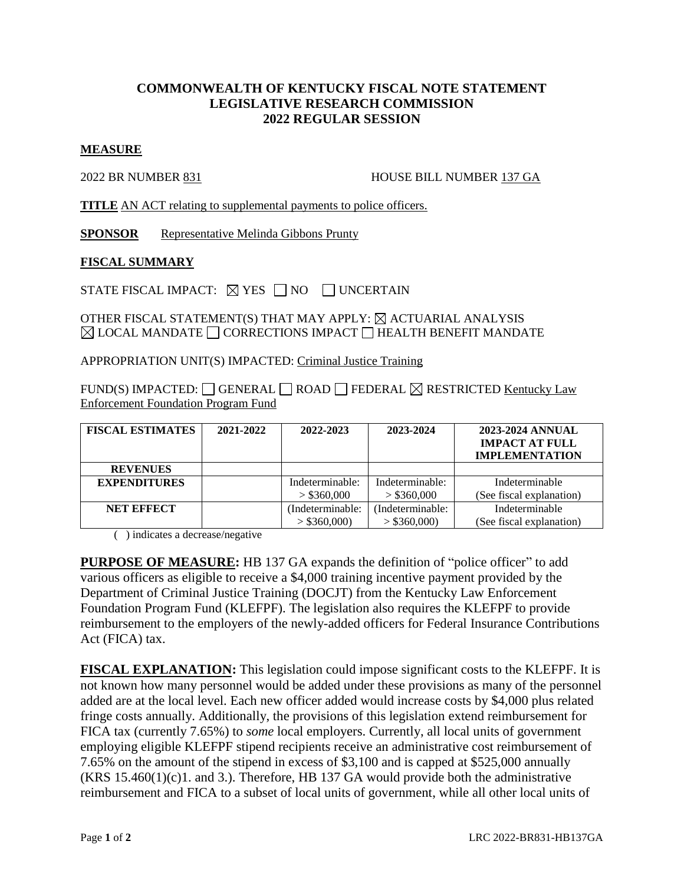# COMMONWEALTH OF KENTUCKY FISCAL NOTE STATEMENT
# LEGISLATIVE RESEARCH COMMISSION
# 2022 REGULAR SESSION

**MEASURE**

2022 BR NUMBER 831 HOUSE BILL NUMBER 137 GA

**TITLE** AN ACT relating to supplemental payments to police officers.

**SPONSOR** Representative Melinda Gibbons Prunty

**FISCAL SUMMARY**

STATE FISCAL IMPACT: ☒ YES ☐ NO ☐ UNCERTAIN

OTHER FISCAL STATEMENT(S) THAT MAY APPLY: ☒ ACTUARIAL ANALYSIS
☒ LOCAL MANDATE ☐ CORRECTIONS IMPACT ☐ HEALTH BENEFIT MANDATE

APPROPRIATION UNIT(S) IMPACTED: Criminal Justice Training

FUND(S) IMPACTED: ☐ GENERAL ☐ ROAD ☐ FEDERAL ☒ RESTRICTED Kentucky Law Enforcement Foundation Program Fund

| FISCAL ESTIMATES | 2021-2022 | 2022-2023 | 2023-2024 | 2023-2024 ANNUAL IMPACT AT FULL IMPLEMENTATION |
|---|---|---|---|---|
| REVENUES | | | | |
| EXPENDITURES | | Indeterminable: > $360,000 | Indeterminable: > $360,000 | Indeterminable (See fiscal explanation) |
| NET EFFECT | | (Indeterminable: > $360,000) | (Indeterminable: > $360,000) | Indeterminable (See fiscal explanation) |

( ) indicates a decrease/negative

**PURPOSE OF MEASURE:** HB 137 GA expands the definition of "police officer" to add various officers as eligible to receive a $4,000 training incentive payment provided by the Department of Criminal Justice Training (DOCJT) from the Kentucky Law Enforcement Foundation Program Fund (KLEFPF). The legislation also requires the KLEFPF to provide reimbursement to the employers of the newly-added officers for Federal Insurance Contributions Act (FICA) tax.

**FISCAL EXPLANATION:** This legislation could impose significant costs to the KLEFPF. It is not known how many personnel would be added under these provisions as many of the personnel added are at the local level. Each new officer added would increase costs by $4,000 plus related fringe costs annually. Additionally, the provisions of this legislation extend reimbursement for FICA tax (currently 7.65%) to *some* local employers. Currently, all local units of government employing eligible KLEFPF stipend recipients receive an administrative cost reimbursement of 7.65% on the amount of the stipend in excess of $3,100 and is capped at $525,000 annually (KRS 15.460(1)(c)1. and 3.). Therefore, HB 137 GA would provide both the administrative reimbursement and FICA to a subset of local units of government, while all other local units of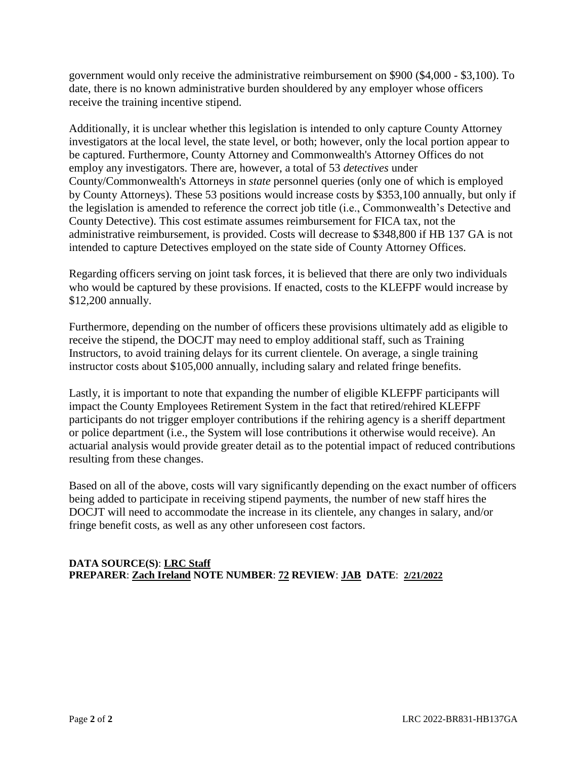government would only receive the administrative reimbursement on \$900 (\$4,000 - \$3,100). To date, there is no known administrative burden shouldered by any employer whose officers receive the training incentive stipend.

Additionally, it is unclear whether this legislation is intended to only capture County Attorney investigators at the local level, the state level, or both; however, only the local portion appear to be captured. Furthermore, County Attorney and Commonwealth's Attorney Offices do not employ any investigators. There are, however, a total of 53 *detectives* under County/Commonwealth's Attorneys in *state* personnel queries (only one of which is employed by County Attorneys). These 53 positions would increase costs by \$353,100 annually, but only if the legislation is amended to reference the correct job title (i.e., Commonwealth's Detective and County Detective). This cost estimate assumes reimbursement for FICA tax, not the administrative reimbursement, is provided. Costs will decrease to \$348,800 if HB 137 GA is not intended to capture Detectives employed on the state side of County Attorney Offices.

Regarding officers serving on joint task forces, it is believed that there are only two individuals who would be captured by these provisions. If enacted, costs to the KLEFPF would increase by \$12,200 annually.

Furthermore, depending on the number of officers these provisions ultimately add as eligible to receive the stipend, the DOCJT may need to employ additional staff, such as Training Instructors, to avoid training delays for its current clientele. On average, a single training instructor costs about \$105,000 annually, including salary and related fringe benefits.

Lastly, it is important to note that expanding the number of eligible KLEFPF participants will impact the County Employees Retirement System in the fact that retired/rehired KLEFPF participants do not trigger employer contributions if the rehiring agency is a sheriff department or police department (i.e., the System will lose contributions it otherwise would receive). An actuarial analysis would provide greater detail as to the potential impact of reduced contributions resulting from these changes.

Based on all of the above, costs will vary significantly depending on the exact number of officers being added to participate in receiving stipend payments, the number of new staff hires the DOCJT will need to accommodate the increase in its clientele, any changes in salary, and/or fringe benefit costs, as well as any other unforeseen cost factors.

**DATA SOURCE(S)**: **LRC Staff**
**PREPARER**: **Zach Ireland** **NOTE NUMBER**: **72** **REVIEW**: **JAB** **DATE**: **2/21/2022**